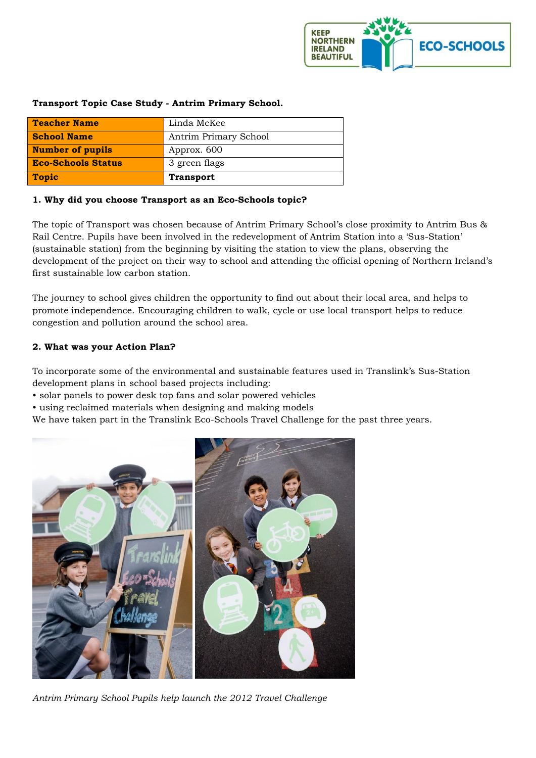**Transport Topic Case Study - Antrim Primary School.**

| **Teacher Name** | Linda McKee |
| --- | --- |
| **School Name** | Antrim Primary School |
| **Number of pupils** | Approx. 600 |
| **Eco-Schools Status** | 3 green flags |
| **Topic** | **Transport** |

**1. Why did you choose Transport as an Eco-Schools topic?**

The topic of Transport was chosen because of Antrim Primary School's close proximity to Antrim Bus & Rail Centre. Pupils have been involved in the redevelopment of Antrim Station into a 'Sus-Station' (sustainable station) from the beginning by visiting the station to view the plans, observing the development of the project on their way to school and attending the official opening of Northern Ireland's first sustainable low carbon station.

The journey to school gives children the opportunity to find out about their local area, and helps to promote independence. Encouraging children to walk, cycle or use local transport helps to reduce congestion and pollution around the school area.

**2. What was your Action Plan?**

To incorporate some of the environmental and sustainable features used in Translink's Sus-Station development plans in school based projects including:

- solar panels to power desk top fans and solar powered vehicles
- using reclaimed materials when designing and making models

We have taken part in the Translink Eco-Schools Travel Challenge for the past three years.

*Antrim Primary School Pupils help launch the 2012 Travel Challenge*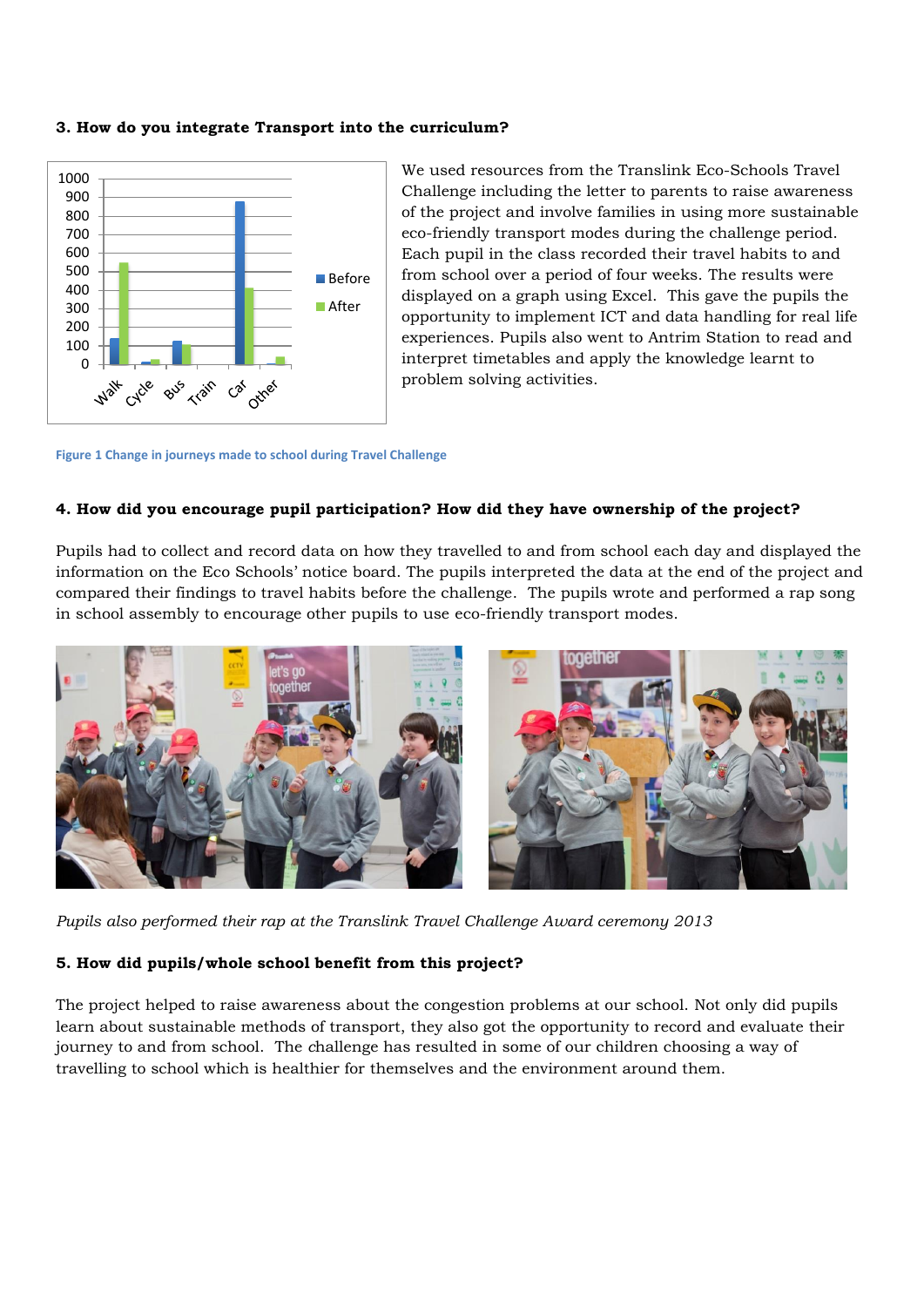### 3. How do you integrate Transport into the curriculum?

We used resources from the Translink Eco-Schools Travel Challenge including the letter to parents to raise awareness of the project and involve families in using more sustainable eco-friendly transport modes during the challenge period. Each pupil in the class recorded their travel habits to and from school over a period of four weeks. The results were displayed on a graph using Excel. This gave the pupils the opportunity to implement ICT and data handling for real life experiences. Pupils also went to Antrim Station to read and interpret timetables and apply the knowledge learnt to problem solving activities.

Figure 1 Change in journeys made to school during Travel Challenge

### 4. How did you encourage pupil participation? How did they have ownership of the project?

Pupils had to collect and record data on how they travelled to and from school each day and displayed the information on the Eco Schools' notice board. The pupils interpreted the data at the end of the project and compared their findings to travel habits before the challenge. The pupils wrote and performed a rap song in school assembly to encourage other pupils to use eco-friendly transport modes.

*Pupils also performed their rap at the Translink Travel Challenge Award ceremony 2013*

### 5. How did pupils/whole school benefit from this project?

The project helped to raise awareness about the congestion problems at our school. Not only did pupils learn about sustainable methods of transport, they also got the opportunity to record and evaluate their journey to and from school. The challenge has resulted in some of our children choosing a way of travelling to school which is healthier for themselves and the environment around them.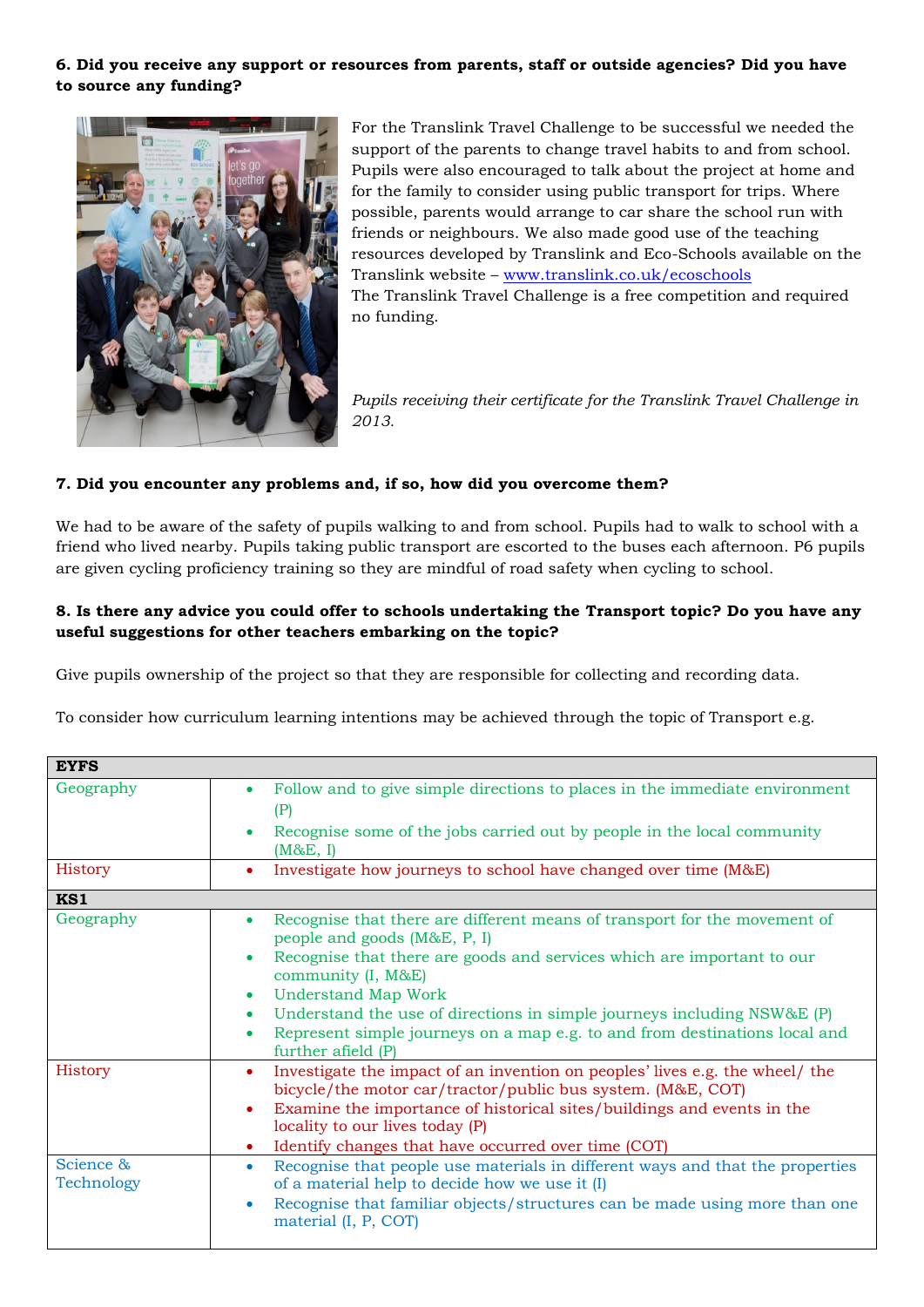**6. Did you receive any support or resources from parents, staff or outside agencies? Did you have to source any funding?**

For the Translink Travel Challenge to be successful we needed the support of the parents to change travel habits to and from school. Pupils were also encouraged to talk about the project at home and for the family to consider using public transport for trips. Where possible, parents would arrange to car share the school run with friends or neighbours. We also made good use of the teaching resources developed by Translink and Eco-Schools available on the Translink website – [www.translink.co.uk/ecoschools](http://www.translink.co.uk/ecoschools)
The Translink Travel Challenge is a free competition and required no funding.

*Pupils receiving their certificate for the Translink Travel Challenge in 2013.*

**7. Did you encounter any problems and, if so, how did you overcome them?**

We had to be aware of the safety of pupils walking to and from school. Pupils had to walk to school with a friend who lived nearby. Pupils taking public transport are escorted to the buses each afternoon. P6 pupils are given cycling proficiency training so they are mindful of road safety when cycling to school.

**8. Is there any advice you could offer to schools undertaking the Transport topic? Do you have any useful suggestions for other teachers embarking on the topic?**

Give pupils ownership of the project so that they are responsible for collecting and recording data.

To consider how curriculum learning intentions may be achieved through the topic of Transport e.g.

| **EYFS** | |
|---|---|
| Geography | • Follow and to give simple directions to places in the immediate environment (P)<br>• Recognise some of the jobs carried out by people in the local community (M&E, I) |
| History | • Investigate how journeys to school have changed over time (M&E) |
| **KS1** | |
| Geography | • Recognise that there are different means of transport for the movement of people and goods (M&E, P, I)<br>• Recognise that there are goods and services which are important to our community (I, M&E)<br>• Understand Map Work<br>• Understand the use of directions in simple journeys including NSW&E (P)<br>• Represent simple journeys on a map e.g. to and from destinations local and further afield (P) |
| History | • Investigate the impact of an invention on peoples' lives e.g. the wheel/ the bicycle/the motor car/tractor/public bus system. (M&E, COT)<br>• Examine the importance of historical sites/buildings and events in the locality to our lives today (P)<br>• Identify changes that have occurred over time (COT) |
| Science & Technology | • Recognise that people use materials in different ways and that the properties of a material help to decide how we use it (I)<br>• Recognise that familiar objects/structures can be made using more than one material (I, P, COT) |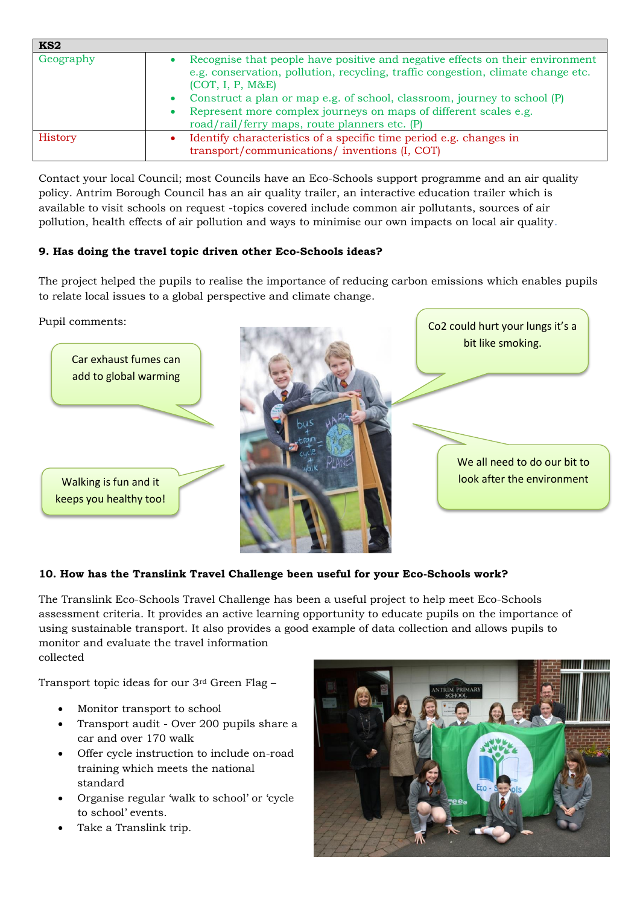| KS2 | |
|---|---|
| Geography | • Recognise that people have positive and negative effects on their environment e.g. conservation, pollution, recycling, traffic congestion, climate change etc. (COT, I, P, M&E)<br>• Construct a plan or map e.g. of school, classroom, journey to school (P)<br>• Represent more complex journeys on maps of different scales e.g. road/rail/ferry maps, route planners etc. (P) |
| History | • Identify characteristics of a specific time period e.g. changes in transport/communications/ inventions (I, COT) |

Contact your local Council; most Councils have an Eco-Schools support programme and an air quality policy. Antrim Borough Council has an air quality trailer, an interactive education trailer which is available to visit schools on request -topics covered include common air pollutants, sources of air pollution, health effects of air pollution and ways to minimise our own impacts on local air quality.

**9. Has doing the travel topic driven other Eco-Schools ideas?**

The project helped the pupils to realise the importance of reducing carbon emissions which enables pupils to relate local issues to a global perspective and climate change.

Pupil comments:

Car exhaust fumes can add to global warming

Co2 could hurt your lungs it's a bit like smoking.

Walking is fun and it keeps you healthy too!

We all need to do our bit to look after the environment

**10. How has the Translink Travel Challenge been useful for your Eco-Schools work?**

The Translink Eco-Schools Travel Challenge has been a useful project to help meet Eco-Schools assessment criteria. It provides an active learning opportunity to educate pupils on the importance of using sustainable transport. It also provides a good example of data collection and allows pupils to monitor and evaluate the travel information collected

Transport topic ideas for our 3rd Green Flag –

- Monitor transport to school
- Transport audit - Over 200 pupils share a car and over 170 walk
- Offer cycle instruction to include on-road training which meets the national standard
- Organise regular 'walk to school' or 'cycle to school' events.
- Take a Translink trip.